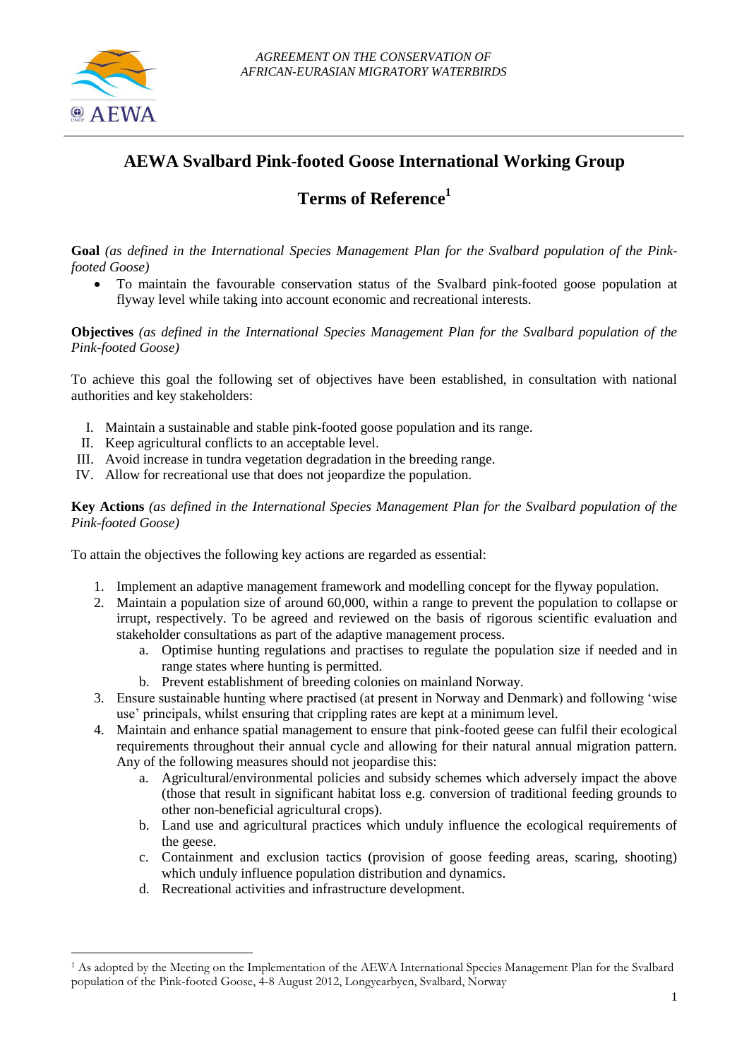*AGREEMENT ON THE CONSERVATION OF AFRICAN-EURASIAN MIGRATORY WATERBIRDS*

# AEWA Svalbard Pink-footed Goose International Working Group

## Terms of Reference[1]

**Goal** *(as defined in the International Species Management Plan for the Svalbard population of the Pink-footed Goose)*

- To maintain the favourable conservation status of the Svalbard pink-footed goose population at flyway level while taking into account economic and recreational interests.

**Objectives** *(as defined in the International Species Management Plan for the Svalbard population of the Pink-footed Goose)*

To achieve this goal the following set of objectives have been established, in consultation with national authorities and key stakeholders:

I. Maintain a sustainable and stable pink-footed goose population and its range.
II. Keep agricultural conflicts to an acceptable level.
III. Avoid increase in tundra vegetation degradation in the breeding range.
IV. Allow for recreational use that does not jeopardize the population.

**Key Actions** *(as defined in the International Species Management Plan for the Svalbard population of the Pink-footed Goose)*

To attain the objectives the following key actions are regarded as essential:

1. Implement an adaptive management framework and modelling concept for the flyway population.
2. Maintain a population size of around 60,000, within a range to prevent the population to collapse or irrupt, respectively. To be agreed and reviewed on the basis of rigorous scientific evaluation and stakeholder consultations as part of the adaptive management process.
   a. Optimise hunting regulations and practises to regulate the population size if needed and in range states where hunting is permitted.
   b. Prevent establishment of breeding colonies on mainland Norway.
3. Ensure sustainable hunting where practised (at present in Norway and Denmark) and following 'wise use' principals, whilst ensuring that crippling rates are kept at a minimum level.
4. Maintain and enhance spatial management to ensure that pink-footed geese can fulfil their ecological requirements throughout their annual cycle and allowing for their natural annual migration pattern. Any of the following measures should not jeopardise this:
   a. Agricultural/environmental policies and subsidy schemes which adversely impact the above (those that result in significant habitat loss e.g. conversion of traditional feeding grounds to other non-beneficial agricultural crops).
   b. Land use and agricultural practices which unduly influence the ecological requirements of the geese.
   c. Containment and exclusion tactics (provision of goose feeding areas, scaring, shooting) which unduly influence population distribution and dynamics.
   d. Recreational activities and infrastructure development.

---

[1] As adopted by the Meeting on the Implementation of the AEWA International Species Management Plan for the Svalbard population of the Pink-footed Goose, 4-8 August 2012, Longyearbyen, Svalbard, Norway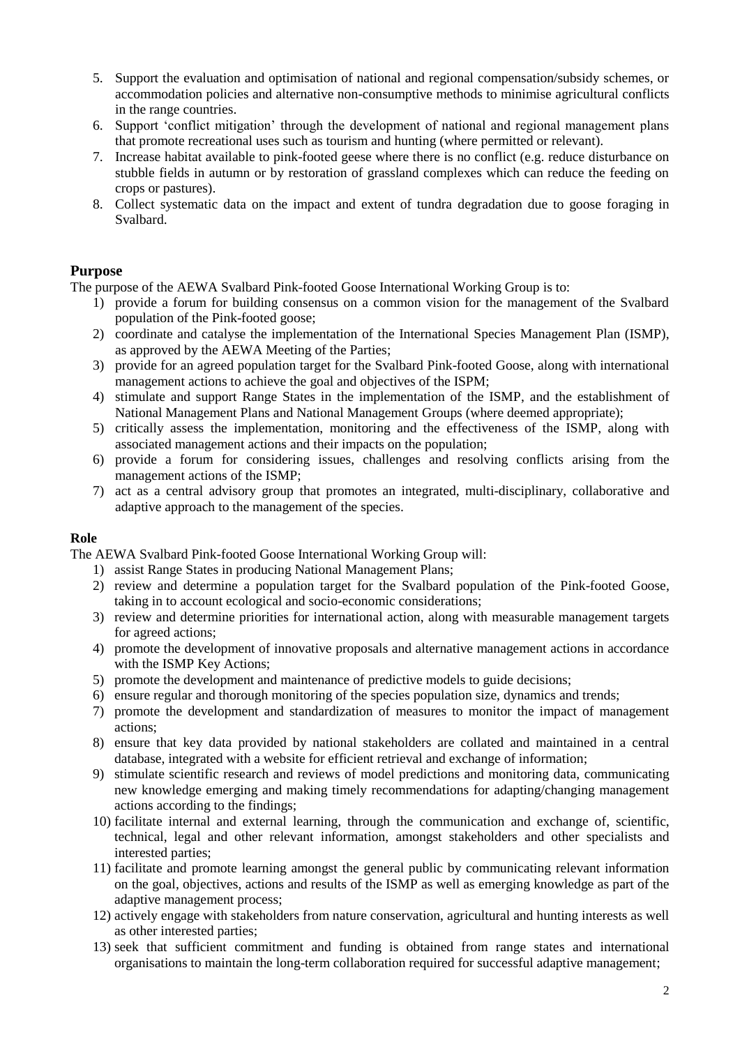5. Support the evaluation and optimisation of national and regional compensation/subsidy schemes, or accommodation policies and alternative non-consumptive methods to minimise agricultural conflicts in the range countries.
6. Support 'conflict mitigation' through the development of national and regional management plans that promote recreational uses such as tourism and hunting (where permitted or relevant).
7. Increase habitat available to pink-footed geese where there is no conflict (e.g. reduce disturbance on stubble fields in autumn or by restoration of grassland complexes which can reduce the feeding on crops or pastures).
8. Collect systematic data on the impact and extent of tundra degradation due to goose foraging in Svalbard.

## Purpose

The purpose of the AEWA Svalbard Pink-footed Goose International Working Group is to:

1) provide a forum for building consensus on a common vision for the management of the Svalbard population of the Pink-footed goose;
2) coordinate and catalyse the implementation of the International Species Management Plan (ISMP), as approved by the AEWA Meeting of the Parties;
3) provide for an agreed population target for the Svalbard Pink-footed Goose, along with international management actions to achieve the goal and objectives of the ISPM;
4) stimulate and support Range States in the implementation of the ISMP, and the establishment of National Management Plans and National Management Groups (where deemed appropriate);
5) critically assess the implementation, monitoring and the effectiveness of the ISMP, along with associated management actions and their impacts on the population;
6) provide a forum for considering issues, challenges and resolving conflicts arising from the management actions of the ISMP;
7) act as a central advisory group that promotes an integrated, multi-disciplinary, collaborative and adaptive approach to the management of the species.

### Role

The AEWA Svalbard Pink-footed Goose International Working Group will:

1) assist Range States in producing National Management Plans;
2) review and determine a population target for the Svalbard population of the Pink-footed Goose, taking in to account ecological and socio-economic considerations;
3) review and determine priorities for international action, along with measurable management targets for agreed actions;
4) promote the development of innovative proposals and alternative management actions in accordance with the ISMP Key Actions;
5) promote the development and maintenance of predictive models to guide decisions;
6) ensure regular and thorough monitoring of the species population size, dynamics and trends;
7) promote the development and standardization of measures to monitor the impact of management actions;
8) ensure that key data provided by national stakeholders are collated and maintained in a central database, integrated with a website for efficient retrieval and exchange of information;
9) stimulate scientific research and reviews of model predictions and monitoring data, communicating new knowledge emerging and making timely recommendations for adapting/changing management actions according to the findings;
10) facilitate internal and external learning, through the communication and exchange of, scientific, technical, legal and other relevant information, amongst stakeholders and other specialists and interested parties;
11) facilitate and promote learning amongst the general public by communicating relevant information on the goal, objectives, actions and results of the ISMP as well as emerging knowledge as part of the adaptive management process;
12) actively engage with stakeholders from nature conservation, agricultural and hunting interests as well as other interested parties;
13) seek that sufficient commitment and funding is obtained from range states and international organisations to maintain the long-term collaboration required for successful adaptive management;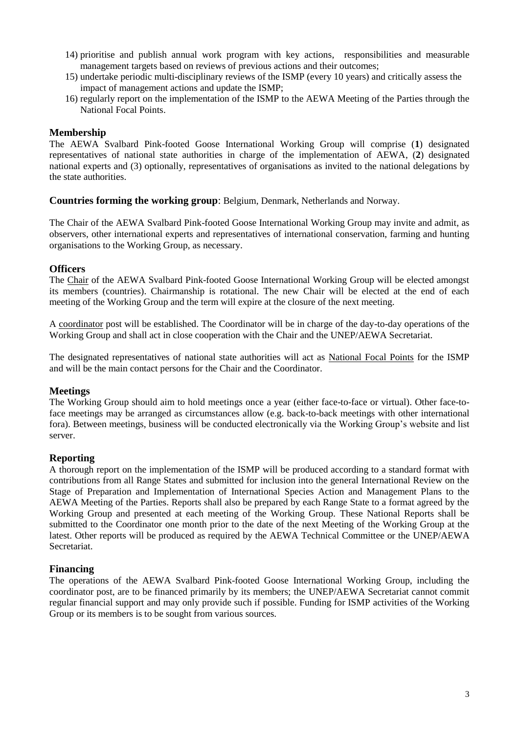14) prioritise and publish annual work program with key actions, responsibilities and measurable management targets based on reviews of previous actions and their outcomes;
15) undertake periodic multi-disciplinary reviews of the ISMP (every 10 years) and critically assess the impact of management actions and update the ISMP;
16) regularly report on the implementation of the ISMP to the AEWA Meeting of the Parties through the National Focal Points.

## Membership

The AEWA Svalbard Pink-footed Goose International Working Group will comprise (**1**) designated representatives of national state authorities in charge of the implementation of AEWA, (**2**) designated national experts and (3) optionally, representatives of organisations as invited to the national delegations by the state authorities.

**Countries forming the working group**: Belgium, Denmark, Netherlands and Norway.

The Chair of the AEWA Svalbard Pink-footed Goose International Working Group may invite and admit, as observers, other international experts and representatives of international conservation, farming and hunting organisations to the Working Group, as necessary.

## Officers

The Chair of the AEWA Svalbard Pink-footed Goose International Working Group will be elected amongst its members (countries). Chairmanship is rotational. The new Chair will be elected at the end of each meeting of the Working Group and the term will expire at the closure of the next meeting.

A coordinator post will be established. The Coordinator will be in charge of the day-to-day operations of the Working Group and shall act in close cooperation with the Chair and the UNEP/AEWA Secretariat.

The designated representatives of national state authorities will act as National Focal Points for the ISMP and will be the main contact persons for the Chair and the Coordinator.

## Meetings

The Working Group should aim to hold meetings once a year (either face-to-face or virtual). Other face-to-face meetings may be arranged as circumstances allow (e.g. back-to-back meetings with other international fora). Between meetings, business will be conducted electronically via the Working Group's website and list server.

## Reporting

A thorough report on the implementation of the ISMP will be produced according to a standard format with contributions from all Range States and submitted for inclusion into the general International Review on the Stage of Preparation and Implementation of International Species Action and Management Plans to the AEWA Meeting of the Parties. Reports shall also be prepared by each Range State to a format agreed by the Working Group and presented at each meeting of the Working Group. These National Reports shall be submitted to the Coordinator one month prior to the date of the next Meeting of the Working Group at the latest. Other reports will be produced as required by the AEWA Technical Committee or the UNEP/AEWA Secretariat.

## Financing

The operations of the AEWA Svalbard Pink-footed Goose International Working Group, including the coordinator post, are to be financed primarily by its members; the UNEP/AEWA Secretariat cannot commit regular financial support and may only provide such if possible. Funding for ISMP activities of the Working Group or its members is to be sought from various sources.